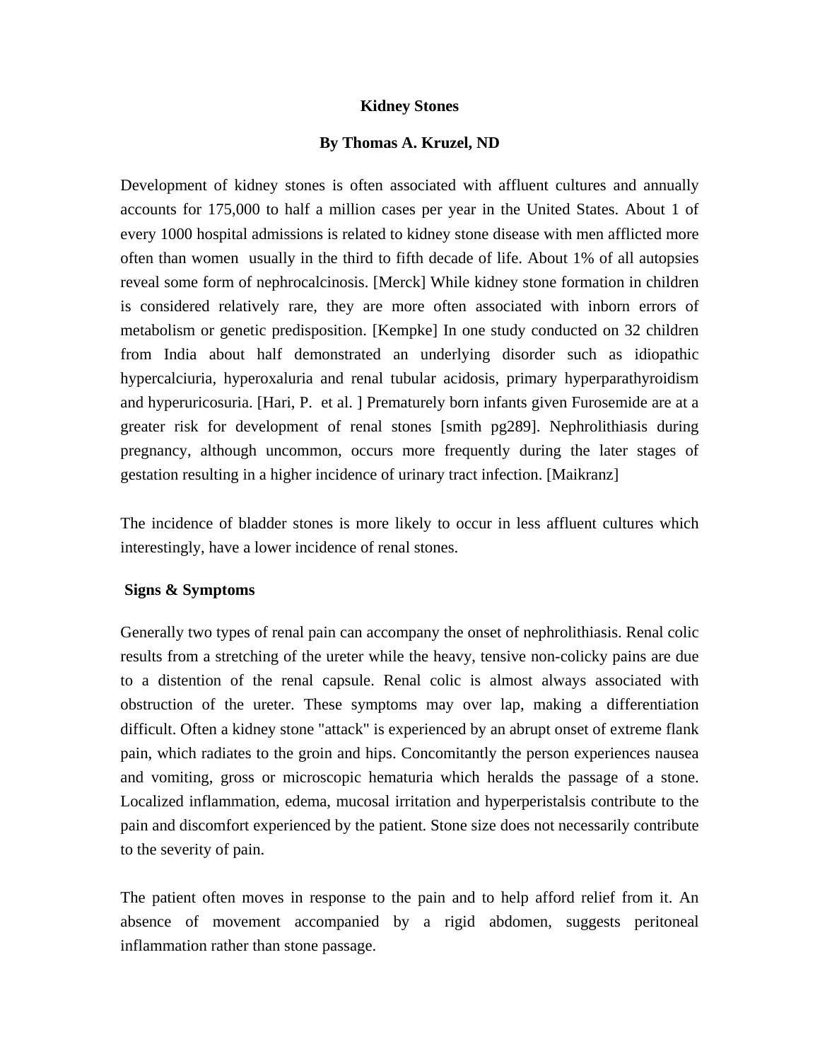# Kidney Stones

## By Thomas A. Kruzel, ND

Development of kidney stones is often associated with affluent cultures and annually accounts for 175,000 to half a million cases per year in the United States. About 1 of every 1000 hospital admissions is related to kidney stone disease with men afflicted more often than women usually in the third to fifth decade of life. About 1% of all autopsies reveal some form of nephrocalcinosis. [Merck] While kidney stone formation in children is considered relatively rare, they are more often associated with inborn errors of metabolism or genetic predisposition. [Kempke] In one study conducted on 32 children from India about half demonstrated an underlying disorder such as idiopathic hypercalciuria, hyperoxaluria and renal tubular acidosis, primary hyperparathyroidism and hyperuricosuria. [Hari, P. et al. ] Prematurely born infants given Furosemide are at a greater risk for development of renal stones [smith pg289]. Nephrolithiasis during pregnancy, although uncommon, occurs more frequently during the later stages of gestation resulting in a higher incidence of urinary tract infection. [Maikranz]

The incidence of bladder stones is more likely to occur in less affluent cultures which interestingly, have a lower incidence of renal stones.

### Signs & Symptoms

Generally two types of renal pain can accompany the onset of nephrolithiasis. Renal colic results from a stretching of the ureter while the heavy, tensive non-colicky pains are due to a distention of the renal capsule. Renal colic is almost always associated with obstruction of the ureter. These symptoms may over lap, making a differentiation difficult. Often a kidney stone "attack" is experienced by an abrupt onset of extreme flank pain, which radiates to the groin and hips. Concomitantly the person experiences nausea and vomiting, gross or microscopic hematuria which heralds the passage of a stone. Localized inflammation, edema, mucosal irritation and hyperperistalsis contribute to the pain and discomfort experienced by the patient. Stone size does not necessarily contribute to the severity of pain.

The patient often moves in response to the pain and to help afford relief from it. An absence of movement accompanied by a rigid abdomen, suggests peritoneal inflammation rather than stone passage.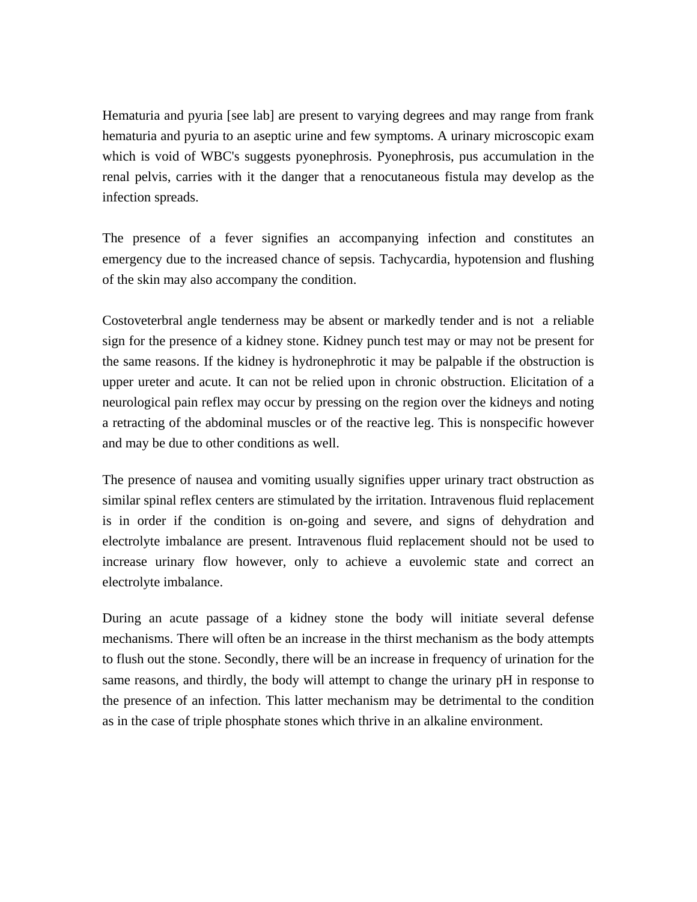Hematuria and pyuria [see lab] are present to varying degrees and may range from frank hematuria and pyuria to an aseptic urine and few symptoms. A urinary microscopic exam which is void of WBC's suggests pyonephrosis. Pyonephrosis, pus accumulation in the renal pelvis, carries with it the danger that a renocutaneous fistula may develop as the infection spreads.

The presence of a fever signifies an accompanying infection and constitutes an emergency due to the increased chance of sepsis. Tachycardia, hypotension and flushing of the skin may also accompany the condition.

Costoveterbral angle tenderness may be absent or markedly tender and is not a reliable sign for the presence of a kidney stone. Kidney punch test may or may not be present for the same reasons. If the kidney is hydronephrotic it may be palpable if the obstruction is upper ureter and acute. It can not be relied upon in chronic obstruction. Elicitation of a neurological pain reflex may occur by pressing on the region over the kidneys and noting a retracting of the abdominal muscles or of the reactive leg. This is nonspecific however and may be due to other conditions as well.

The presence of nausea and vomiting usually signifies upper urinary tract obstruction as similar spinal reflex centers are stimulated by the irritation. Intravenous fluid replacement is in order if the condition is on-going and severe, and signs of dehydration and electrolyte imbalance are present. Intravenous fluid replacement should not be used to increase urinary flow however, only to achieve a euvolemic state and correct an electrolyte imbalance.

During an acute passage of a kidney stone the body will initiate several defense mechanisms. There will often be an increase in the thirst mechanism as the body attempts to flush out the stone. Secondly, there will be an increase in frequency of urination for the same reasons, and thirdly, the body will attempt to change the urinary pH in response to the presence of an infection. This latter mechanism may be detrimental to the condition as in the case of triple phosphate stones which thrive in an alkaline environment.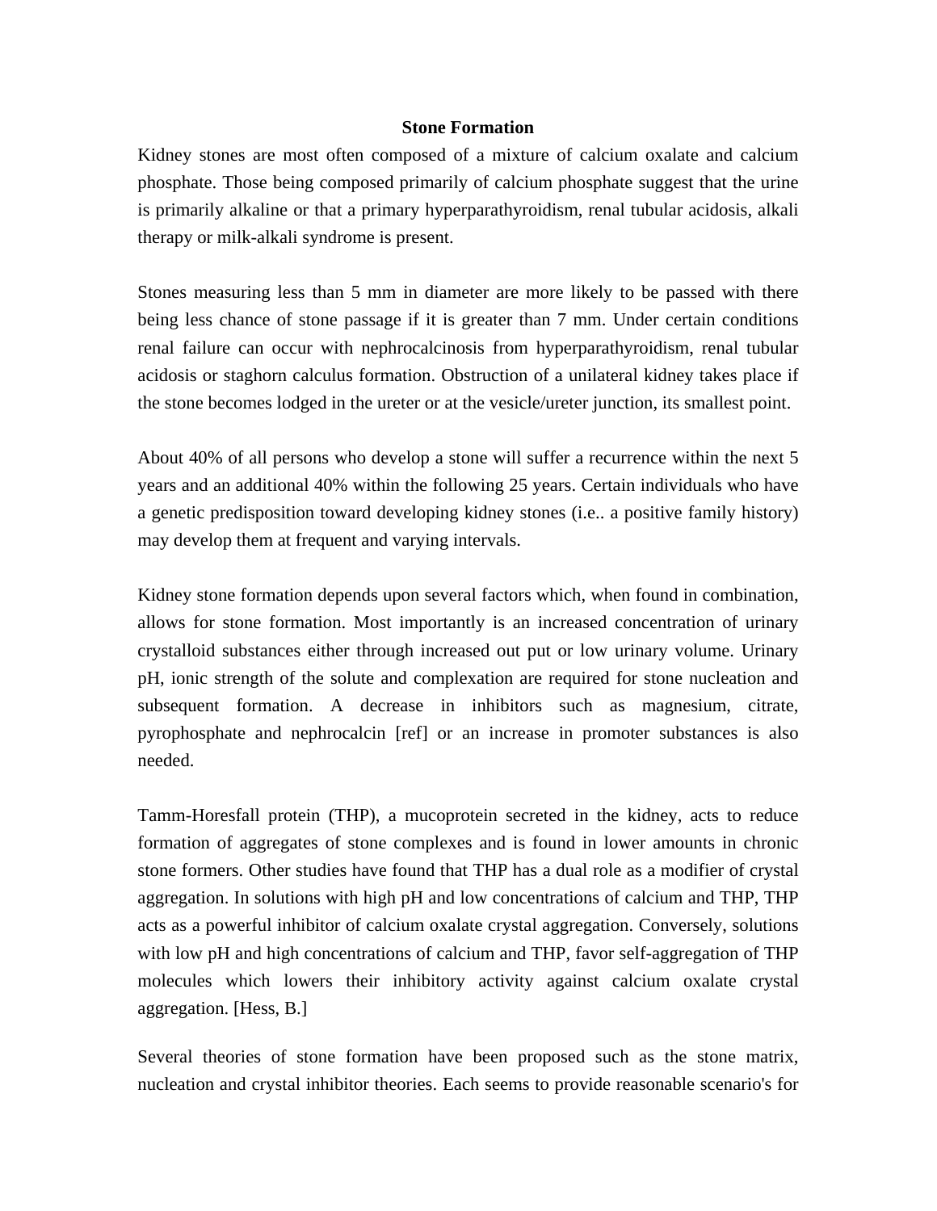## Stone Formation

Kidney stones are most often composed of a mixture of calcium oxalate and calcium phosphate. Those being composed primarily of calcium phosphate suggest that the urine is primarily alkaline or that a primary hyperparathyroidism, renal tubular acidosis, alkali therapy or milk-alkali syndrome is present.

Stones measuring less than 5 mm in diameter are more likely to be passed with there being less chance of stone passage if it is greater than 7 mm. Under certain conditions renal failure can occur with nephrocalcinosis from hyperparathyroidism, renal tubular acidosis or staghorn calculus formation. Obstruction of a unilateral kidney takes place if the stone becomes lodged in the ureter or at the vesicle/ureter junction, its smallest point.

About 40% of all persons who develop a stone will suffer a recurrence within the next 5 years and an additional 40% within the following 25 years. Certain individuals who have a genetic predisposition toward developing kidney stones (i.e.. a positive family history) may develop them at frequent and varying intervals.

Kidney stone formation depends upon several factors which, when found in combination, allows for stone formation. Most importantly is an increased concentration of urinary crystalloid substances either through increased out put or low urinary volume. Urinary pH, ionic strength of the solute and complexation are required for stone nucleation and subsequent formation. A decrease in inhibitors such as magnesium, citrate, pyrophosphate and nephrocalcin [ref] or an increase in promoter substances is also needed.

Tamm-Horesfall protein (THP), a mucoprotein secreted in the kidney, acts to reduce formation of aggregates of stone complexes and is found in lower amounts in chronic stone formers. Other studies have found that THP has a dual role as a modifier of crystal aggregation. In solutions with high pH and low concentrations of calcium and THP, THP acts as a powerful inhibitor of calcium oxalate crystal aggregation. Conversely, solutions with low pH and high concentrations of calcium and THP, favor self-aggregation of THP molecules which lowers their inhibitory activity against calcium oxalate crystal aggregation. [Hess, B.]

Several theories of stone formation have been proposed such as the stone matrix, nucleation and crystal inhibitor theories. Each seems to provide reasonable scenario's for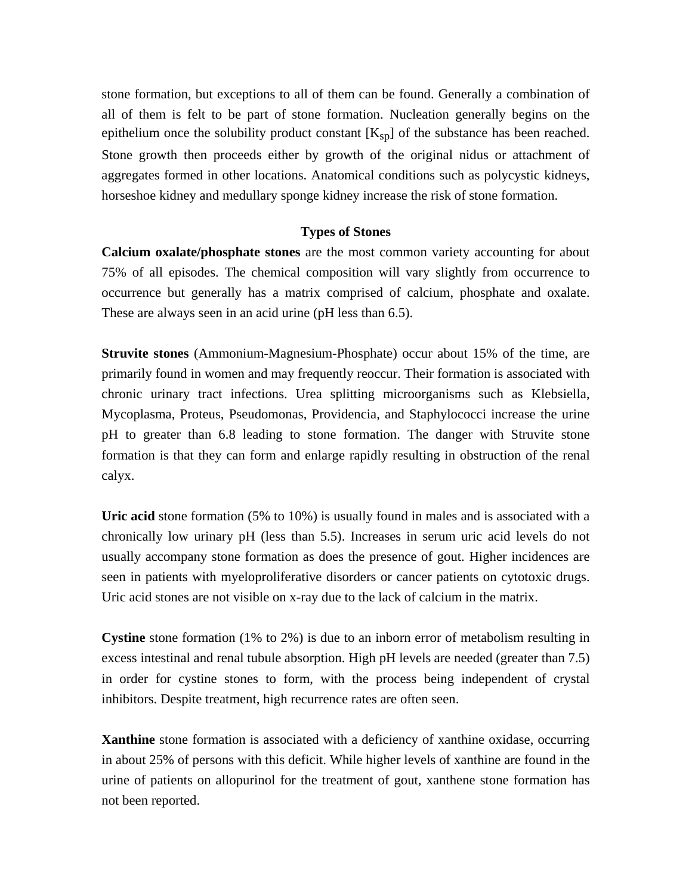stone formation, but exceptions to all of them can be found. Generally a combination of all of them is felt to be part of stone formation. Nucleation generally begins on the epithelium once the solubility product constant [$K_{sp}$] of the substance has been reached. Stone growth then proceeds either by growth of the original nidus or attachment of aggregates formed in other locations. Anatomical conditions such as polycystic kidneys, horseshoe kidney and medullary sponge kidney increase the risk of stone formation.

## Types of Stones

**Calcium oxalate/phosphate stones** are the most common variety accounting for about 75% of all episodes. The chemical composition will vary slightly from occurrence to occurrence but generally has a matrix comprised of calcium, phosphate and oxalate. These are always seen in an acid urine (pH less than 6.5).

**Struvite stones** (Ammonium-Magnesium-Phosphate) occur about 15% of the time, are primarily found in women and may frequently reoccur. Their formation is associated with chronic urinary tract infections. Urea splitting microorganisms such as Klebsiella, Mycoplasma, Proteus, Pseudomonas, Providencia, and Staphylococci increase the urine pH to greater than 6.8 leading to stone formation. The danger with Struvite stone formation is that they can form and enlarge rapidly resulting in obstruction of the renal calyx.

**Uric acid** stone formation (5% to 10%) is usually found in males and is associated with a chronically low urinary pH (less than 5.5). Increases in serum uric acid levels do not usually accompany stone formation as does the presence of gout. Higher incidences are seen in patients with myeloproliferative disorders or cancer patients on cytotoxic drugs. Uric acid stones are not visible on x-ray due to the lack of calcium in the matrix.

**Cystine** stone formation (1% to 2%) is due to an inborn error of metabolism resulting in excess intestinal and renal tubule absorption. High pH levels are needed (greater than 7.5) in order for cystine stones to form, with the process being independent of crystal inhibitors. Despite treatment, high recurrence rates are often seen.

**Xanthine** stone formation is associated with a deficiency of xanthine oxidase, occurring in about 25% of persons with this deficit. While higher levels of xanthine are found in the urine of patients on allopurinol for the treatment of gout, xanthene stone formation has not been reported.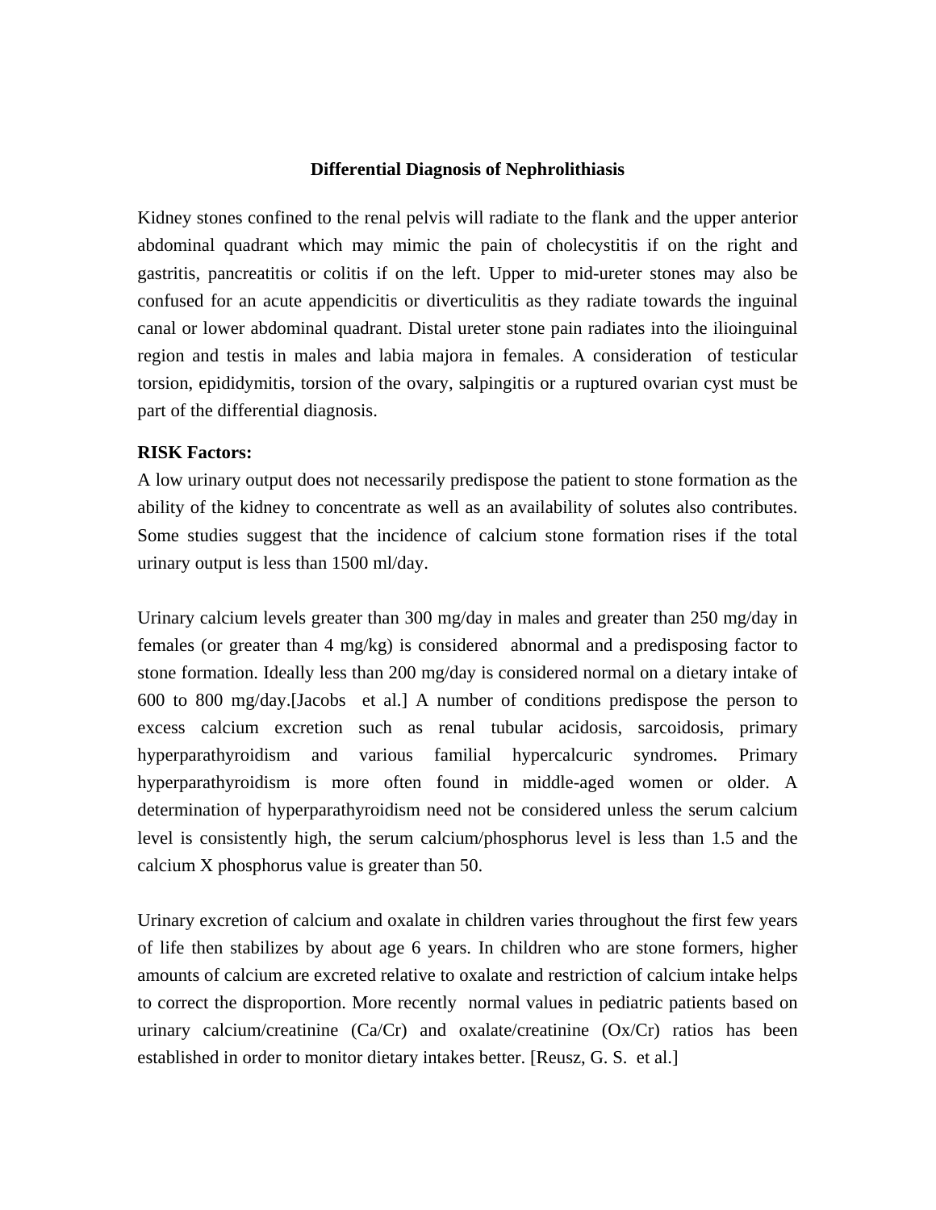## Differential Diagnosis of Nephrolithiasis

Kidney stones confined to the renal pelvis will radiate to the flank and the upper anterior abdominal quadrant which may mimic the pain of cholecystitis if on the right and gastritis, pancreatitis or colitis if on the left. Upper to mid-ureter stones may also be confused for an acute appendicitis or diverticulitis as they radiate towards the inguinal canal or lower abdominal quadrant. Distal ureter stone pain radiates into the ilioinguinal region and testis in males and labia majora in females. A consideration of testicular torsion, epididymitis, torsion of the ovary, salpingitis or a ruptured ovarian cyst must be part of the differential diagnosis.

**RISK Factors:**

A low urinary output does not necessarily predispose the patient to stone formation as the ability of the kidney to concentrate as well as an availability of solutes also contributes. Some studies suggest that the incidence of calcium stone formation rises if the total urinary output is less than 1500 ml/day.

Urinary calcium levels greater than 300 mg/day in males and greater than 250 mg/day in females (or greater than 4 mg/kg) is considered abnormal and a predisposing factor to stone formation. Ideally less than 200 mg/day is considered normal on a dietary intake of 600 to 800 mg/day.[Jacobs et al.] A number of conditions predispose the person to excess calcium excretion such as renal tubular acidosis, sarcoidosis, primary hyperparathyroidism and various familial hypercalcuric syndromes. Primary hyperparathyroidism is more often found in middle-aged women or older. A determination of hyperparathyroidism need not be considered unless the serum calcium level is consistently high, the serum calcium/phosphorus level is less than 1.5 and the calcium X phosphorus value is greater than 50.

Urinary excretion of calcium and oxalate in children varies throughout the first few years of life then stabilizes by about age 6 years. In children who are stone formers, higher amounts of calcium are excreted relative to oxalate and restriction of calcium intake helps to correct the disproportion. More recently normal values in pediatric patients based on urinary calcium/creatinine (Ca/Cr) and oxalate/creatinine (Ox/Cr) ratios has been established in order to monitor dietary intakes better. [Reusz, G. S. et al.]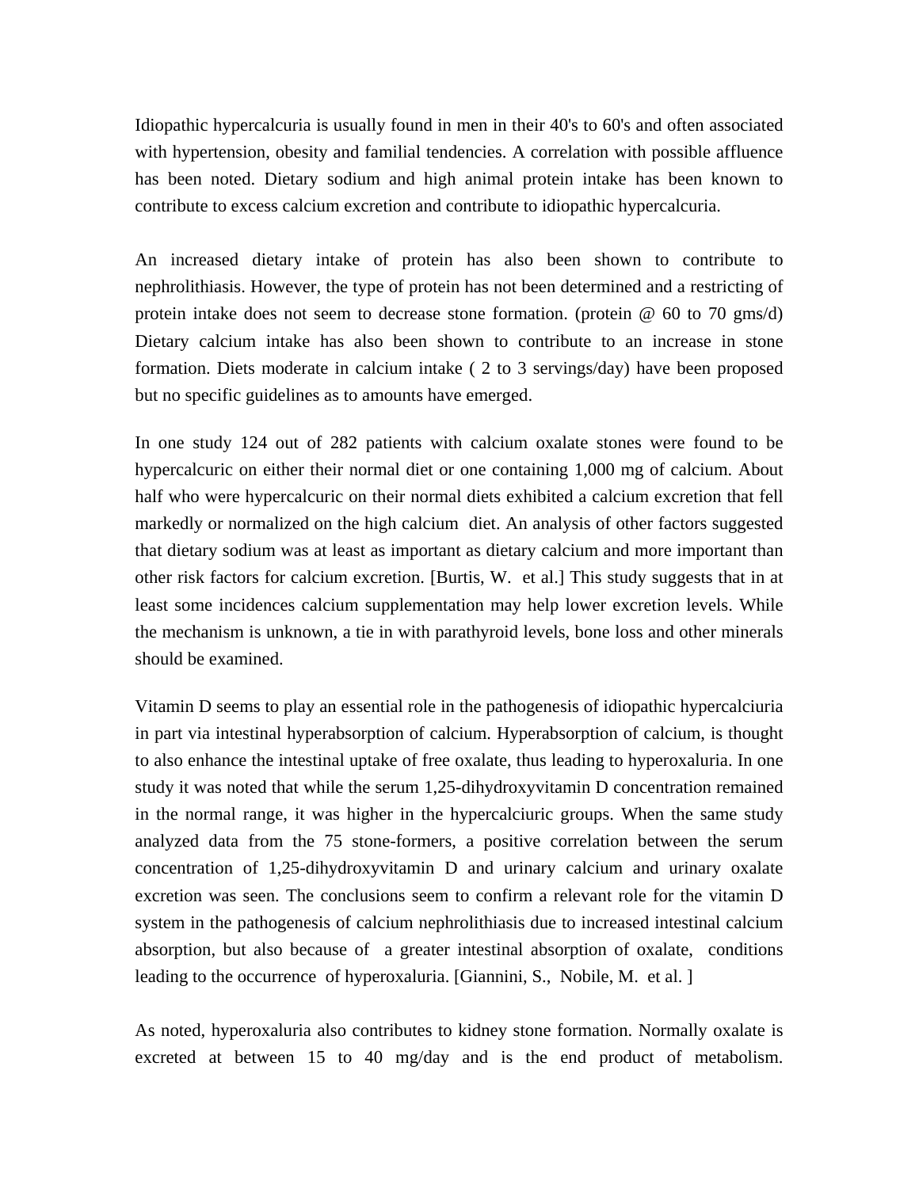Idiopathic hypercalcuria is usually found in men in their 40's to 60's and often associated with hypertension, obesity and familial tendencies. A correlation with possible affluence has been noted. Dietary sodium and high animal protein intake has been known to contribute to excess calcium excretion and contribute to idiopathic hypercalcuria.

An increased dietary intake of protein has also been shown to contribute to nephrolithiasis. However, the type of protein has not been determined and a restricting of protein intake does not seem to decrease stone formation. (protein @ 60 to 70 gms/d) Dietary calcium intake has also been shown to contribute to an increase in stone formation. Diets moderate in calcium intake ( 2 to 3 servings/day) have been proposed but no specific guidelines as to amounts have emerged.

In one study 124 out of 282 patients with calcium oxalate stones were found to be hypercalcuric on either their normal diet or one containing 1,000 mg of calcium. About half who were hypercalcuric on their normal diets exhibited a calcium excretion that fell markedly or normalized on the high calcium diet. An analysis of other factors suggested that dietary sodium was at least as important as dietary calcium and more important than other risk factors for calcium excretion. [Burtis, W. et al.] This study suggests that in at least some incidences calcium supplementation may help lower excretion levels. While the mechanism is unknown, a tie in with parathyroid levels, bone loss and other minerals should be examined.

Vitamin D seems to play an essential role in the pathogenesis of idiopathic hypercalciuria in part via intestinal hyperabsorption of calcium. Hyperabsorption of calcium, is thought to also enhance the intestinal uptake of free oxalate, thus leading to hyperoxaluria. In one study it was noted that while the serum 1,25-dihydroxyvitamin D concentration remained in the normal range, it was higher in the hypercalciuric groups. When the same study analyzed data from the 75 stone-formers, a positive correlation between the serum concentration of 1,25-dihydroxyvitamin D and urinary calcium and urinary oxalate excretion was seen. The conclusions seem to confirm a relevant role for the vitamin D system in the pathogenesis of calcium nephrolithiasis due to increased intestinal calcium absorption, but also because of a greater intestinal absorption of oxalate, conditions leading to the occurrence of hyperoxaluria. [Giannini, S., Nobile, M. et al. ]

As noted, hyperoxaluria also contributes to kidney stone formation. Normally oxalate is excreted at between 15 to 40 mg/day and is the end product of metabolism.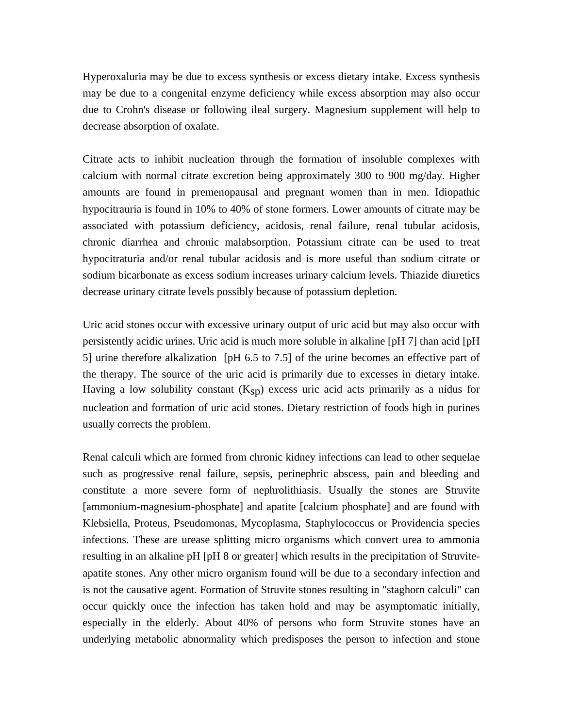Hyperoxaluria may be due to excess synthesis or excess dietary intake. Excess synthesis may be due to a congenital enzyme deficiency while excess absorption may also occur due to Crohn's disease or following ileal surgery. Magnesium supplement will help to decrease absorption of oxalate.

Citrate acts to inhibit nucleation through the formation of insoluble complexes with calcium with normal citrate excretion being approximately 300 to 900 mg/day. Higher amounts are found in premenopausal and pregnant women than in men. Idiopathic hypocitrauria is found in 10% to 40% of stone formers. Lower amounts of citrate may be associated with potassium deficiency, acidosis, renal failure, renal tubular acidosis, chronic diarrhea and chronic malabsorption. Potassium citrate can be used to treat hypocitraturia and/or renal tubular acidosis and is more useful than sodium citrate or sodium bicarbonate as excess sodium increases urinary calcium levels. Thiazide diuretics decrease urinary citrate levels possibly because of potassium depletion.

Uric acid stones occur with excessive urinary output of uric acid but may also occur with persistently acidic urines. Uric acid is much more soluble in alkaline [pH 7] than acid [pH 5] urine therefore alkalization [pH 6.5 to 7.5] of the urine becomes an effective part of the therapy. The source of the uric acid is primarily due to excesses in dietary intake. Having a low solubility constant ($K_{sp}$) excess uric acid acts primarily as a nidus for nucleation and formation of uric acid stones. Dietary restriction of foods high in purines usually corrects the problem.

Renal calculi which are formed from chronic kidney infections can lead to other sequelae such as progressive renal failure, sepsis, perinephric abscess, pain and bleeding and constitute a more severe form of nephrolithiasis. Usually the stones are Struvite [ammonium-magnesium-phosphate] and apatite [calcium phosphate] and are found with Klebsiella, Proteus, Pseudomonas, Mycoplasma, Staphylococcus or Providencia species infections. These are urease splitting micro organisms which convert urea to ammonia resulting in an alkaline pH [pH 8 or greater] which results in the precipitation of Struvite-apatite stones. Any other micro organism found will be due to a secondary infection and is not the causative agent. Formation of Struvite stones resulting in "staghorn calculi" can occur quickly once the infection has taken hold and may be asymptomatic initially, especially in the elderly. About 40% of persons who form Struvite stones have an underlying metabolic abnormality which predisposes the person to infection and stone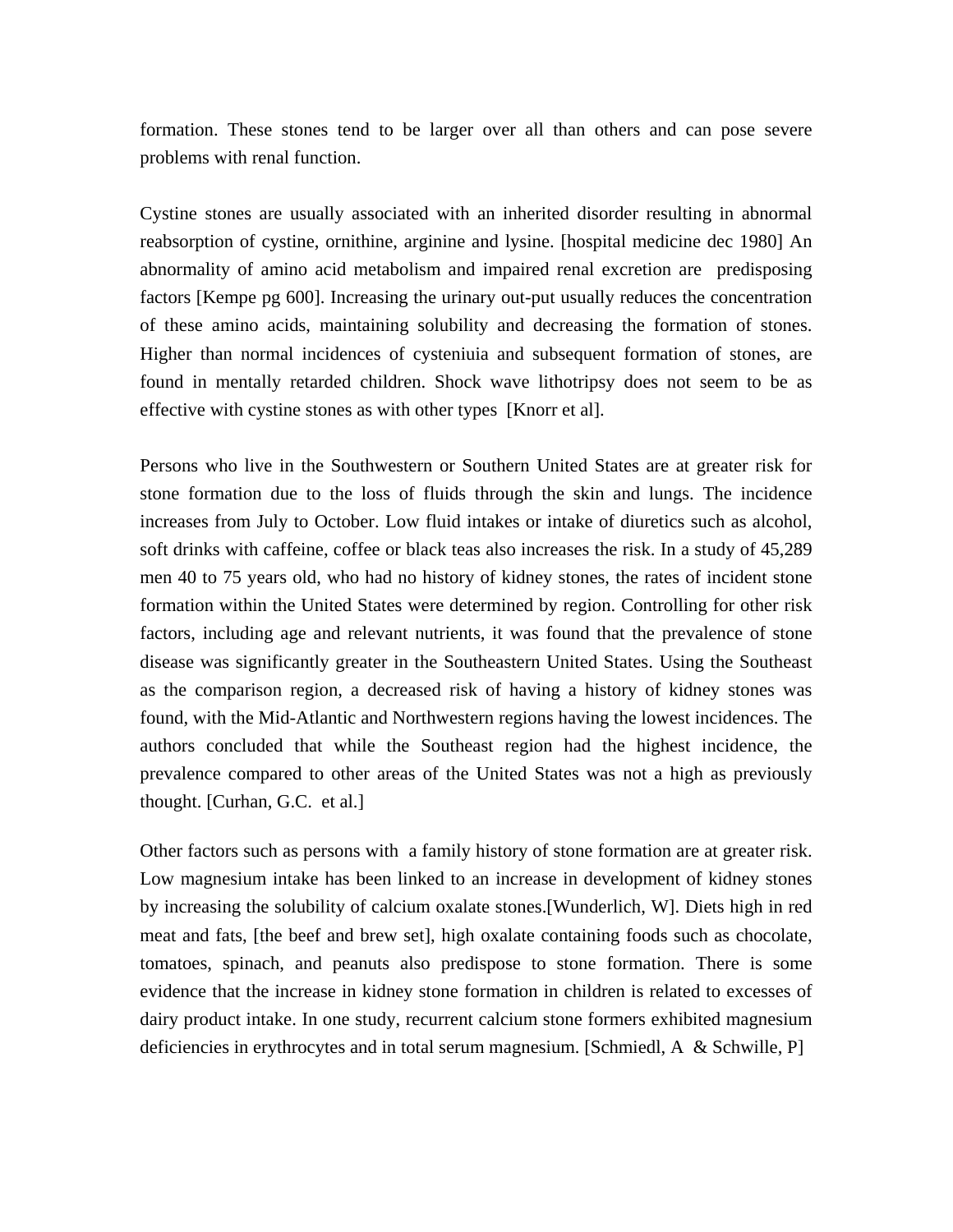formation. These stones tend to be larger over all than others and can pose severe problems with renal function.

Cystine stones are usually associated with an inherited disorder resulting in abnormal reabsorption of cystine, ornithine, arginine and lysine. [hospital medicine dec 1980] An abnormality of amino acid metabolism and impaired renal excretion are predisposing factors [Kempe pg 600]. Increasing the urinary out-put usually reduces the concentration of these amino acids, maintaining solubility and decreasing the formation of stones. Higher than normal incidences of cysteniuia and subsequent formation of stones, are found in mentally retarded children. Shock wave lithotripsy does not seem to be as effective with cystine stones as with other types [Knorr et al].

Persons who live in the Southwestern or Southern United States are at greater risk for stone formation due to the loss of fluids through the skin and lungs. The incidence increases from July to October. Low fluid intakes or intake of diuretics such as alcohol, soft drinks with caffeine, coffee or black teas also increases the risk. In a study of 45,289 men 40 to 75 years old, who had no history of kidney stones, the rates of incident stone formation within the United States were determined by region. Controlling for other risk factors, including age and relevant nutrients, it was found that the prevalence of stone disease was significantly greater in the Southeastern United States. Using the Southeast as the comparison region, a decreased risk of having a history of kidney stones was found, with the Mid-Atlantic and Northwestern regions having the lowest incidences. The authors concluded that while the Southeast region had the highest incidence, the prevalence compared to other areas of the United States was not a high as previously thought. [Curhan, G.C. et al.]

Other factors such as persons with a family history of stone formation are at greater risk. Low magnesium intake has been linked to an increase in development of kidney stones by increasing the solubility of calcium oxalate stones.[Wunderlich, W]. Diets high in red meat and fats, [the beef and brew set], high oxalate containing foods such as chocolate, tomatoes, spinach, and peanuts also predispose to stone formation. There is some evidence that the increase in kidney stone formation in children is related to excesses of dairy product intake. In one study, recurrent calcium stone formers exhibited magnesium deficiencies in erythrocytes and in total serum magnesium. [Schmiedl, A & Schwille, P]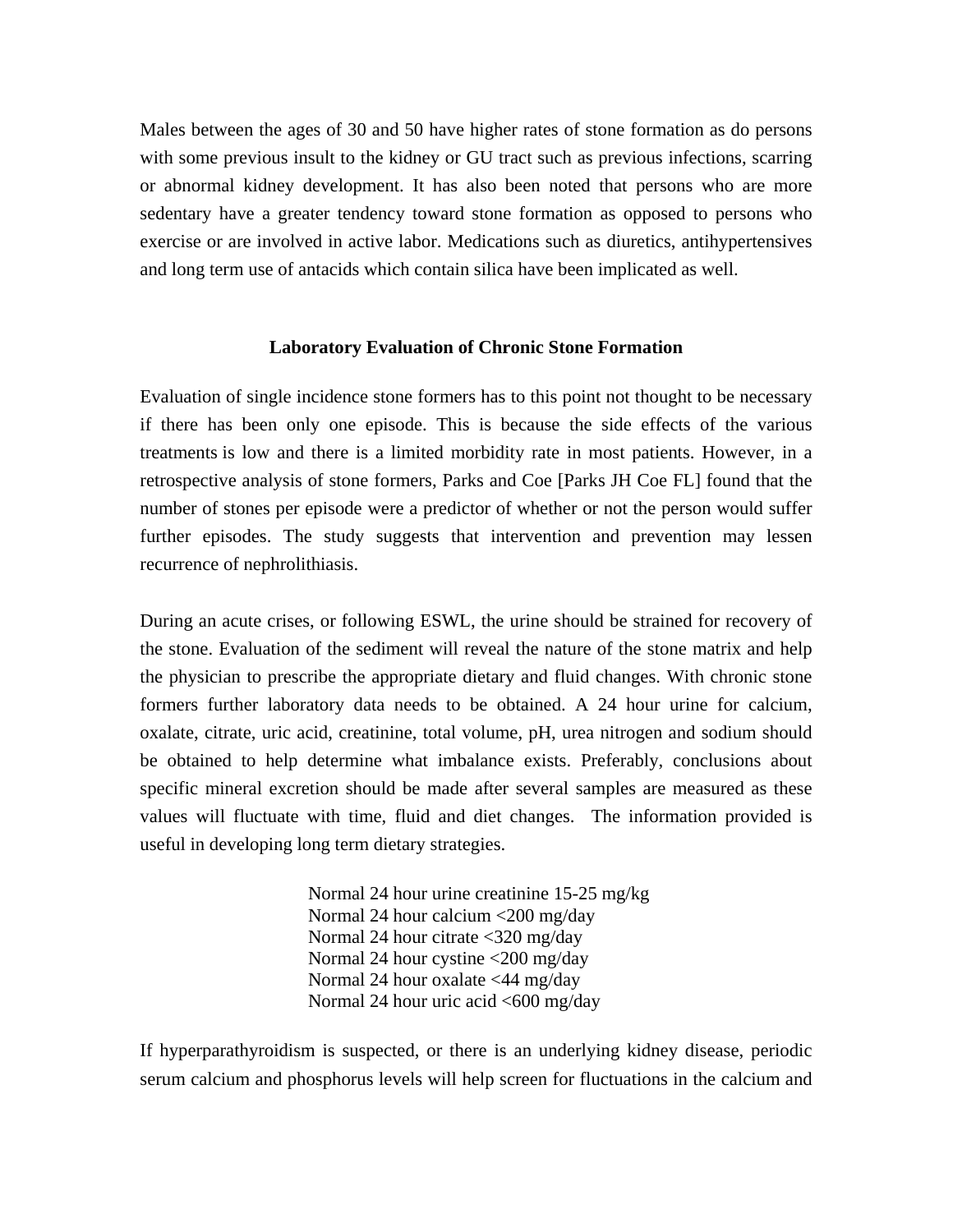Males between the ages of 30 and 50 have higher rates of stone formation as do persons with some previous insult to the kidney or GU tract such as previous infections, scarring or abnormal kidney development. It has also been noted that persons who are more sedentary have a greater tendency toward stone formation as opposed to persons who exercise or are involved in active labor. Medications such as diuretics, antihypertensives and long term use of antacids which contain silica have been implicated as well.

## Laboratory Evaluation of Chronic Stone Formation

Evaluation of single incidence stone formers has to this point not thought to be necessary if there has been only one episode. This is because the side effects of the various treatments is low and there is a limited morbidity rate in most patients. However, in a retrospective analysis of stone formers, Parks and Coe [Parks JH Coe FL] found that the number of stones per episode were a predictor of whether or not the person would suffer further episodes. The study suggests that intervention and prevention may lessen recurrence of nephrolithiasis.

During an acute crises, or following ESWL, the urine should be strained for recovery of the stone. Evaluation of the sediment will reveal the nature of the stone matrix and help the physician to prescribe the appropriate dietary and fluid changes. With chronic stone formers further laboratory data needs to be obtained. A 24 hour urine for calcium, oxalate, citrate, uric acid, creatinine, total volume, pH, urea nitrogen and sodium should be obtained to help determine what imbalance exists. Preferably, conclusions about specific mineral excretion should be made after several samples are measured as these values will fluctuate with time, fluid and diet changes. The information provided is useful in developing long term dietary strategies.

Normal 24 hour urine creatinine 15-25 mg/kg
Normal 24 hour calcium <200 mg/day
Normal 24 hour citrate <320 mg/day
Normal 24 hour cystine <200 mg/day
Normal 24 hour oxalate <44 mg/day
Normal 24 hour uric acid <600 mg/day

If hyperparathyroidism is suspected, or there is an underlying kidney disease, periodic serum calcium and phosphorus levels will help screen for fluctuations in the calcium and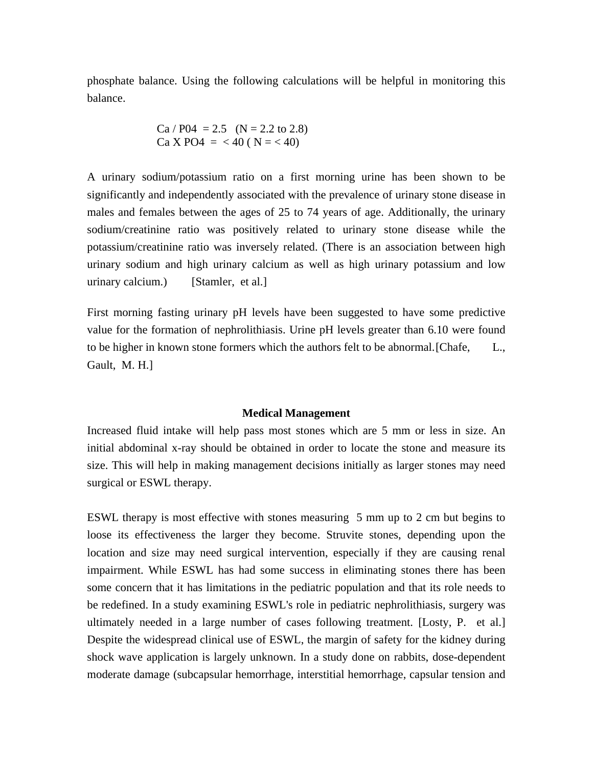phosphate balance. Using the following calculations will be helpful in monitoring this balance.

$$Ca / P04 = 2.5 \quad (N = 2.2 \text{ to } 2.8)$$
$$Ca \times PO4 = < 40 \; (N = < 40)$$

A urinary sodium/potassium ratio on a first morning urine has been shown to be significantly and independently associated with the prevalence of urinary stone disease in males and females between the ages of 25 to 74 years of age. Additionally, the urinary sodium/creatinine ratio was positively related to urinary stone disease while the potassium/creatinine ratio was inversely related. (There is an association between high urinary sodium and high urinary calcium as well as high urinary potassium and low urinary calcium.) [Stamler, et al.]

First morning fasting urinary pH levels have been suggested to have some predictive value for the formation of nephrolithiasis. Urine pH levels greater than 6.10 were found to be higher in known stone formers which the authors felt to be abnormal. [Chafe, L., Gault, M. H.]

## Medical Management

Increased fluid intake will help pass most stones which are 5 mm or less in size. An initial abdominal x-ray should be obtained in order to locate the stone and measure its size. This will help in making management decisions initially as larger stones may need surgical or ESWL therapy.

ESWL therapy is most effective with stones measuring 5 mm up to 2 cm but begins to loose its effectiveness the larger they become. Struvite stones, depending upon the location and size may need surgical intervention, especially if they are causing renal impairment. While ESWL has had some success in eliminating stones there has been some concern that it has limitations in the pediatric population and that its role needs to be redefined. In a study examining ESWL's role in pediatric nephrolithiasis, surgery was ultimately needed in a large number of cases following treatment. [Losty, P. et al.] Despite the widespread clinical use of ESWL, the margin of safety for the kidney during shock wave application is largely unknown. In a study done on rabbits, dose-dependent moderate damage (subcapsular hemorrhage, interstitial hemorrhage, capsular tension and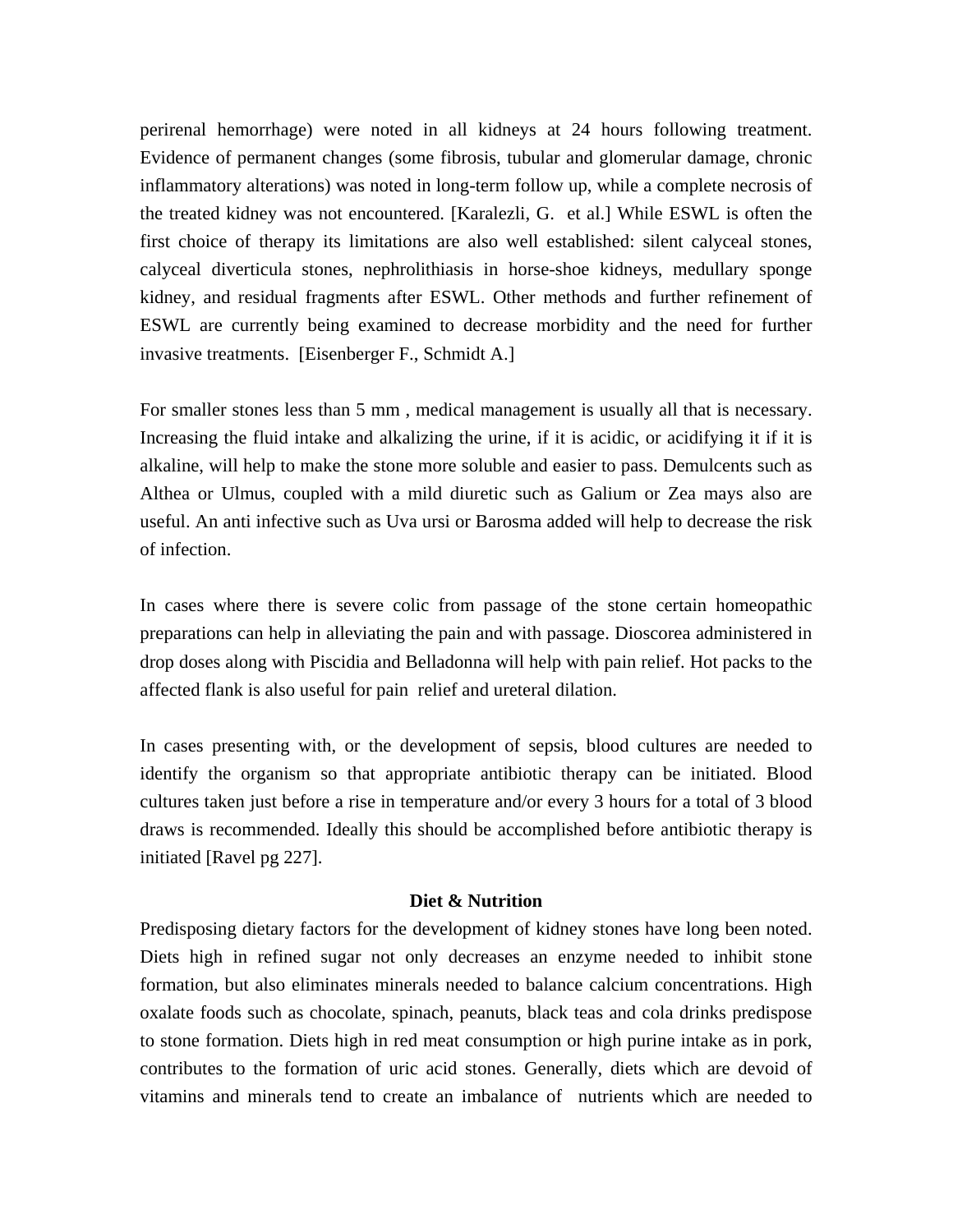perirenal hemorrhage) were noted in all kidneys at 24 hours following treatment. Evidence of permanent changes (some fibrosis, tubular and glomerular damage, chronic inflammatory alterations) was noted in long-term follow up, while a complete necrosis of the treated kidney was not encountered. [Karalezli, G. et al.] While ESWL is often the first choice of therapy its limitations are also well established: silent calyceal stones, calyceal diverticula stones, nephrolithiasis in horse-shoe kidneys, medullary sponge kidney, and residual fragments after ESWL. Other methods and further refinement of ESWL are currently being examined to decrease morbidity and the need for further invasive treatments. [Eisenberger F., Schmidt A.]

For smaller stones less than 5 mm , medical management is usually all that is necessary. Increasing the fluid intake and alkalizing the urine, if it is acidic, or acidifying it if it is alkaline, will help to make the stone more soluble and easier to pass. Demulcents such as Althea or Ulmus, coupled with a mild diuretic such as Galium or Zea mays also are useful. An anti infective such as Uva ursi or Barosma added will help to decrease the risk of infection.

In cases where there is severe colic from passage of the stone certain homeopathic preparations can help in alleviating the pain and with passage. Dioscorea administered in drop doses along with Piscidia and Belladonna will help with pain relief. Hot packs to the affected flank is also useful for pain relief and ureteral dilation.

In cases presenting with, or the development of sepsis, blood cultures are needed to identify the organism so that appropriate antibiotic therapy can be initiated. Blood cultures taken just before a rise in temperature and/or every 3 hours for a total of 3 blood draws is recommended. Ideally this should be accomplished before antibiotic therapy is initiated [Ravel pg 227].

## Diet & Nutrition

Predisposing dietary factors for the development of kidney stones have long been noted. Diets high in refined sugar not only decreases an enzyme needed to inhibit stone formation, but also eliminates minerals needed to balance calcium concentrations. High oxalate foods such as chocolate, spinach, peanuts, black teas and cola drinks predispose to stone formation. Diets high in red meat consumption or high purine intake as in pork, contributes to the formation of uric acid stones. Generally, diets which are devoid of vitamins and minerals tend to create an imbalance of nutrients which are needed to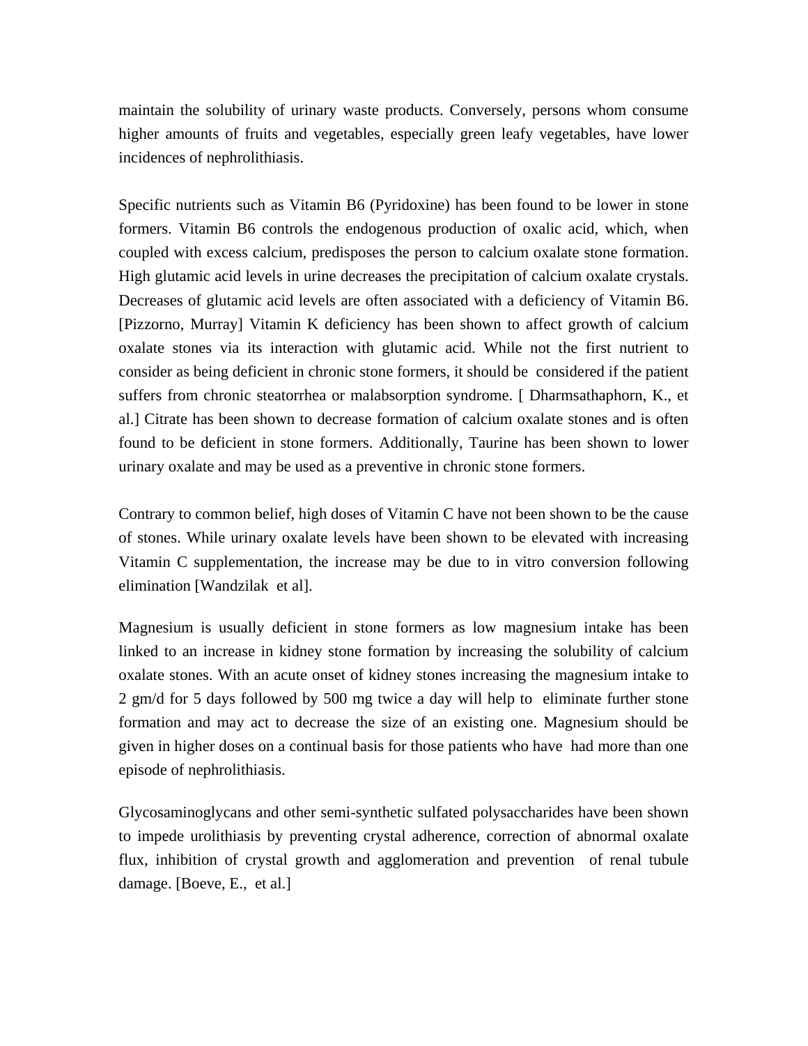maintain the solubility of urinary waste products. Conversely, persons whom consume higher amounts of fruits and vegetables, especially green leafy vegetables, have lower incidences of nephrolithiasis.

Specific nutrients such as Vitamin B6 (Pyridoxine) has been found to be lower in stone formers. Vitamin B6 controls the endogenous production of oxalic acid, which, when coupled with excess calcium, predisposes the person to calcium oxalate stone formation. High glutamic acid levels in urine decreases the precipitation of calcium oxalate crystals. Decreases of glutamic acid levels are often associated with a deficiency of Vitamin B6. [Pizzorno, Murray] Vitamin K deficiency has been shown to affect growth of calcium oxalate stones via its interaction with glutamic acid. While not the first nutrient to consider as being deficient in chronic stone formers, it should be considered if the patient suffers from chronic steatorrhea or malabsorption syndrome. [ Dharmsathaphorn, K., et al.] Citrate has been shown to decrease formation of calcium oxalate stones and is often found to be deficient in stone formers. Additionally, Taurine has been shown to lower urinary oxalate and may be used as a preventive in chronic stone formers.

Contrary to common belief, high doses of Vitamin C have not been shown to be the cause of stones. While urinary oxalate levels have been shown to be elevated with increasing Vitamin C supplementation, the increase may be due to in vitro conversion following elimination [Wandzilak et al].

Magnesium is usually deficient in stone formers as low magnesium intake has been linked to an increase in kidney stone formation by increasing the solubility of calcium oxalate stones. With an acute onset of kidney stones increasing the magnesium intake to 2 gm/d for 5 days followed by 500 mg twice a day will help to eliminate further stone formation and may act to decrease the size of an existing one. Magnesium should be given in higher doses on a continual basis for those patients who have had more than one episode of nephrolithiasis.

Glycosaminoglycans and other semi-synthetic sulfated polysaccharides have been shown to impede urolithiasis by preventing crystal adherence, correction of abnormal oxalate flux, inhibition of crystal growth and agglomeration and prevention of renal tubule damage. [Boeve, E., et al.]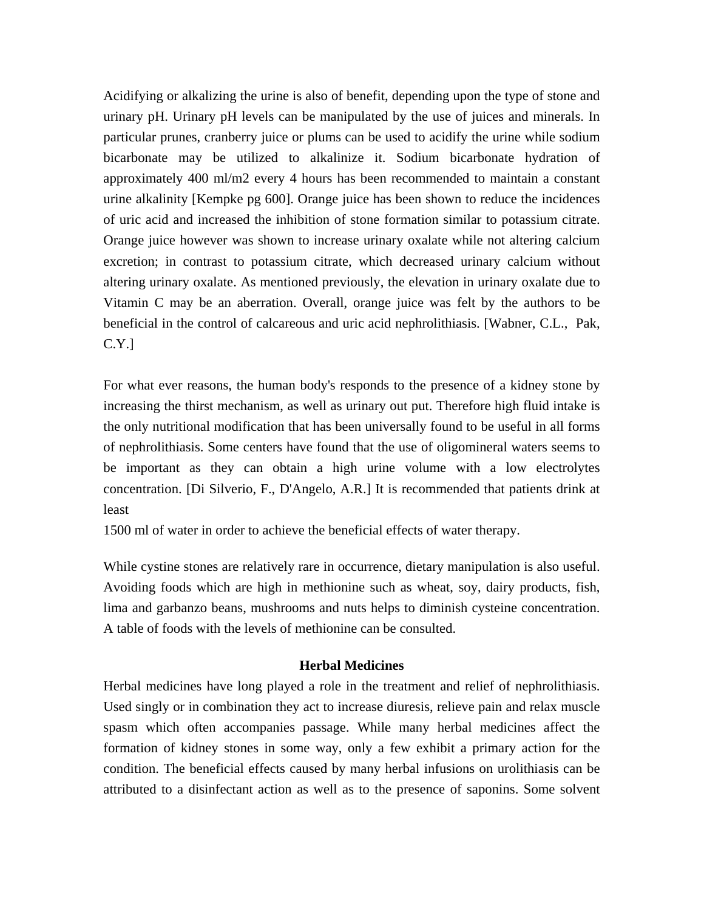Acidifying or alkalizing the urine is also of benefit, depending upon the type of stone and urinary pH. Urinary pH levels can be manipulated by the use of juices and minerals. In particular prunes, cranberry juice or plums can be used to acidify the urine while sodium bicarbonate may be utilized to alkalinize it. Sodium bicarbonate hydration of approximately 400 ml/m2 every 4 hours has been recommended to maintain a constant urine alkalinity [Kempke pg 600]. Orange juice has been shown to reduce the incidences of uric acid and increased the inhibition of stone formation similar to potassium citrate. Orange juice however was shown to increase urinary oxalate while not altering calcium excretion; in contrast to potassium citrate, which decreased urinary calcium without altering urinary oxalate. As mentioned previously, the elevation in urinary oxalate due to Vitamin C may be an aberration. Overall, orange juice was felt by the authors to be beneficial in the control of calcareous and uric acid nephrolithiasis. [Wabner, C.L., Pak, C.Y.]

For what ever reasons, the human body's responds to the presence of a kidney stone by increasing the thirst mechanism, as well as urinary out put. Therefore high fluid intake is the only nutritional modification that has been universally found to be useful in all forms of nephrolithiasis. Some centers have found that the use of oligomineral waters seems to be important as they can obtain a high urine volume with a low electrolytes concentration. [Di Silverio, F., D'Angelo, A.R.] It is recommended that patients drink at least
1500 ml of water in order to achieve the beneficial effects of water therapy.

While cystine stones are relatively rare in occurrence, dietary manipulation is also useful. Avoiding foods which are high in methionine such as wheat, soy, dairy products, fish, lima and garbanzo beans, mushrooms and nuts helps to diminish cysteine concentration. A table of foods with the levels of methionine can be consulted.

## Herbal Medicines

Herbal medicines have long played a role in the treatment and relief of nephrolithiasis. Used singly or in combination they act to increase diuresis, relieve pain and relax muscle spasm which often accompanies passage. While many herbal medicines affect the formation of kidney stones in some way, only a few exhibit a primary action for the condition. The beneficial effects caused by many herbal infusions on urolithiasis can be attributed to a disinfectant action as well as to the presence of saponins. Some solvent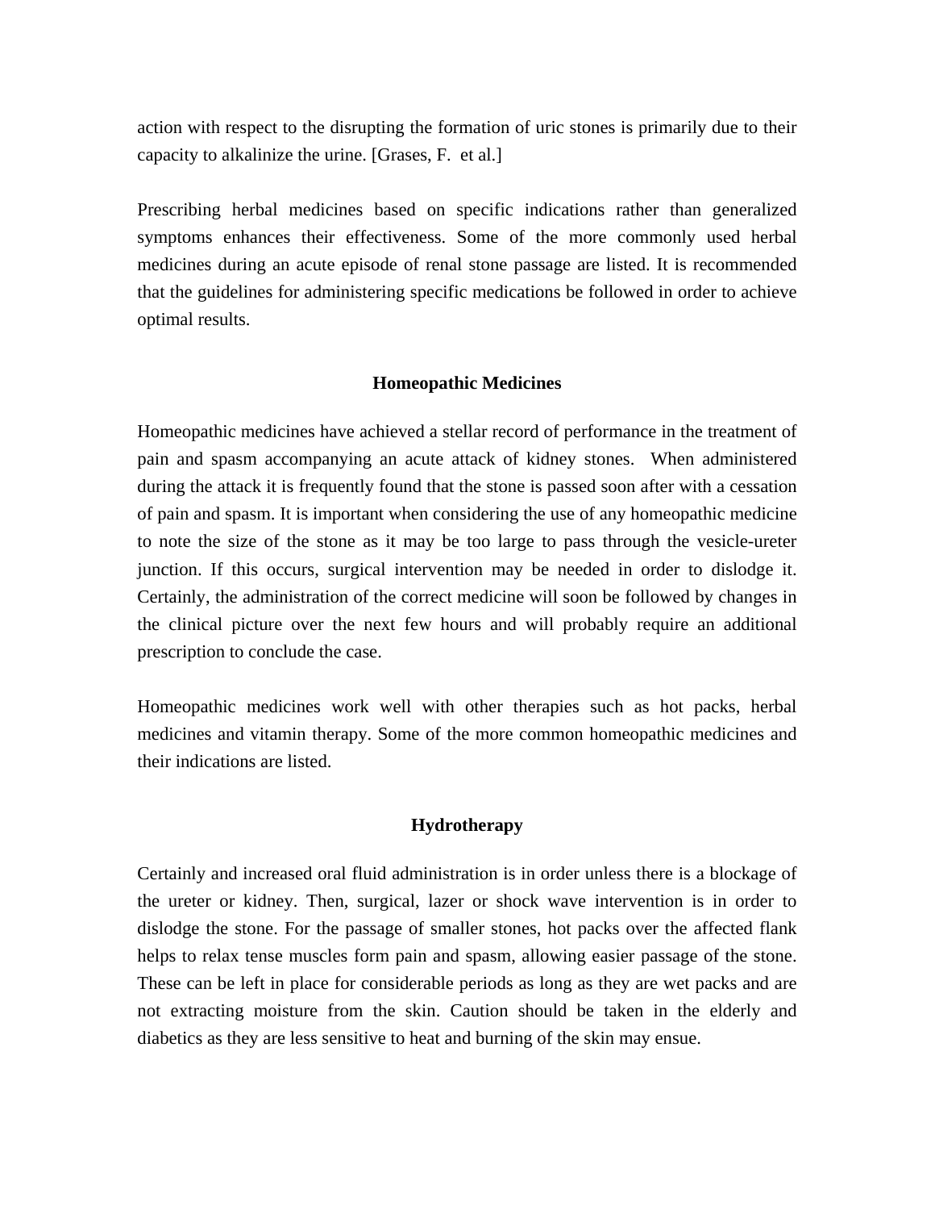action with respect to the disrupting the formation of uric stones is primarily due to their capacity to alkalinize the urine. [Grases, F. et al.]

Prescribing herbal medicines based on specific indications rather than generalized symptoms enhances their effectiveness. Some of the more commonly used herbal medicines during an acute episode of renal stone passage are listed. It is recommended that the guidelines for administering specific medications be followed in order to achieve optimal results.

## Homeopathic Medicines

Homeopathic medicines have achieved a stellar record of performance in the treatment of pain and spasm accompanying an acute attack of kidney stones. When administered during the attack it is frequently found that the stone is passed soon after with a cessation of pain and spasm. It is important when considering the use of any homeopathic medicine to note the size of the stone as it may be too large to pass through the vesicle-ureter junction. If this occurs, surgical intervention may be needed in order to dislodge it. Certainly, the administration of the correct medicine will soon be followed by changes in the clinical picture over the next few hours and will probably require an additional prescription to conclude the case.

Homeopathic medicines work well with other therapies such as hot packs, herbal medicines and vitamin therapy. Some of the more common homeopathic medicines and their indications are listed.

## Hydrotherapy

Certainly and increased oral fluid administration is in order unless there is a blockage of the ureter or kidney. Then, surgical, lazer or shock wave intervention is in order to dislodge the stone. For the passage of smaller stones, hot packs over the affected flank helps to relax tense muscles form pain and spasm, allowing easier passage of the stone. These can be left in place for considerable periods as long as they are wet packs and are not extracting moisture from the skin. Caution should be taken in the elderly and diabetics as they are less sensitive to heat and burning of the skin may ensue.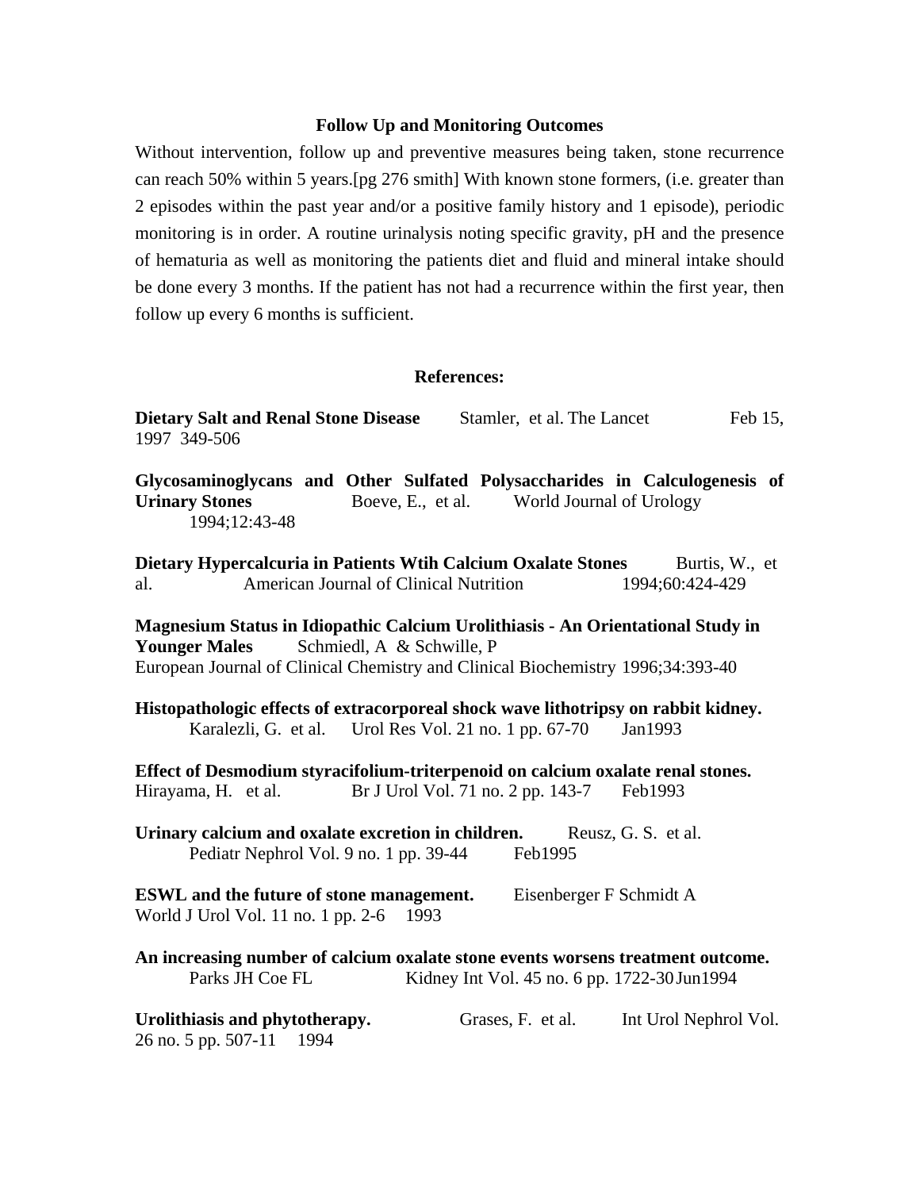## Follow Up and Monitoring Outcomes

Without intervention, follow up and preventive measures being taken, stone recurrence can reach 50% within 5 years.[pg 276 smith] With known stone formers, (i.e. greater than 2 episodes within the past year and/or a positive family history and 1 episode), periodic monitoring is in order. A routine urinalysis noting specific gravity, pH and the presence of hematuria as well as monitoring the patients diet and fluid and mineral intake should be done every 3 months. If the patient has not had a recurrence within the first year, then follow up every 6 months is sufficient.

## References:

**Dietary Salt and Renal Stone Disease** Stamler, et al. The Lancet Feb 15, 1997 349-506

**Glycosaminoglycans and Other Sulfated Polysaccharides in Calculogenesis of Urinary Stones** Boeve, E., et al. World Journal of Urology 1994;12:43-48

**Dietary Hypercalcuria in Patients Wtih Calcium Oxalate Stones** Burtis, W., et al. American Journal of Clinical Nutrition 1994;60:424-429

**Magnesium Status in Idiopathic Calcium Urolithiasis - An Orientational Study in Younger Males** Schmiedl, A & Schwille, P European Journal of Clinical Chemistry and Clinical Biochemistry 1996;34:393-40

**Histopathologic effects of extracorporeal shock wave lithotripsy on rabbit kidney.** Karalezli, G. et al. Urol Res Vol. 21 no. 1 pp. 67-70 Jan1993

**Effect of Desmodium styracifolium-triterpenoid on calcium oxalate renal stones.** Hirayama, H. et al. Br J Urol Vol. 71 no. 2 pp. 143-7 Feb1993

**Urinary calcium and oxalate excretion in children.** Reusz, G. S. et al. Pediatr Nephrol Vol. 9 no. 1 pp. 39-44 Feb1995

**ESWL and the future of stone management.** Eisenberger F Schmidt A World J Urol Vol. 11 no. 1 pp. 2-6 1993

**An increasing number of calcium oxalate stone events worsens treatment outcome.** Parks JH Coe FL Kidney Int Vol. 45 no. 6 pp. 1722-30 Jun1994

**Urolithiasis and phytotherapy.** Grases, F. et al. Int Urol Nephrol Vol. 26 no. 5 pp. 507-11 1994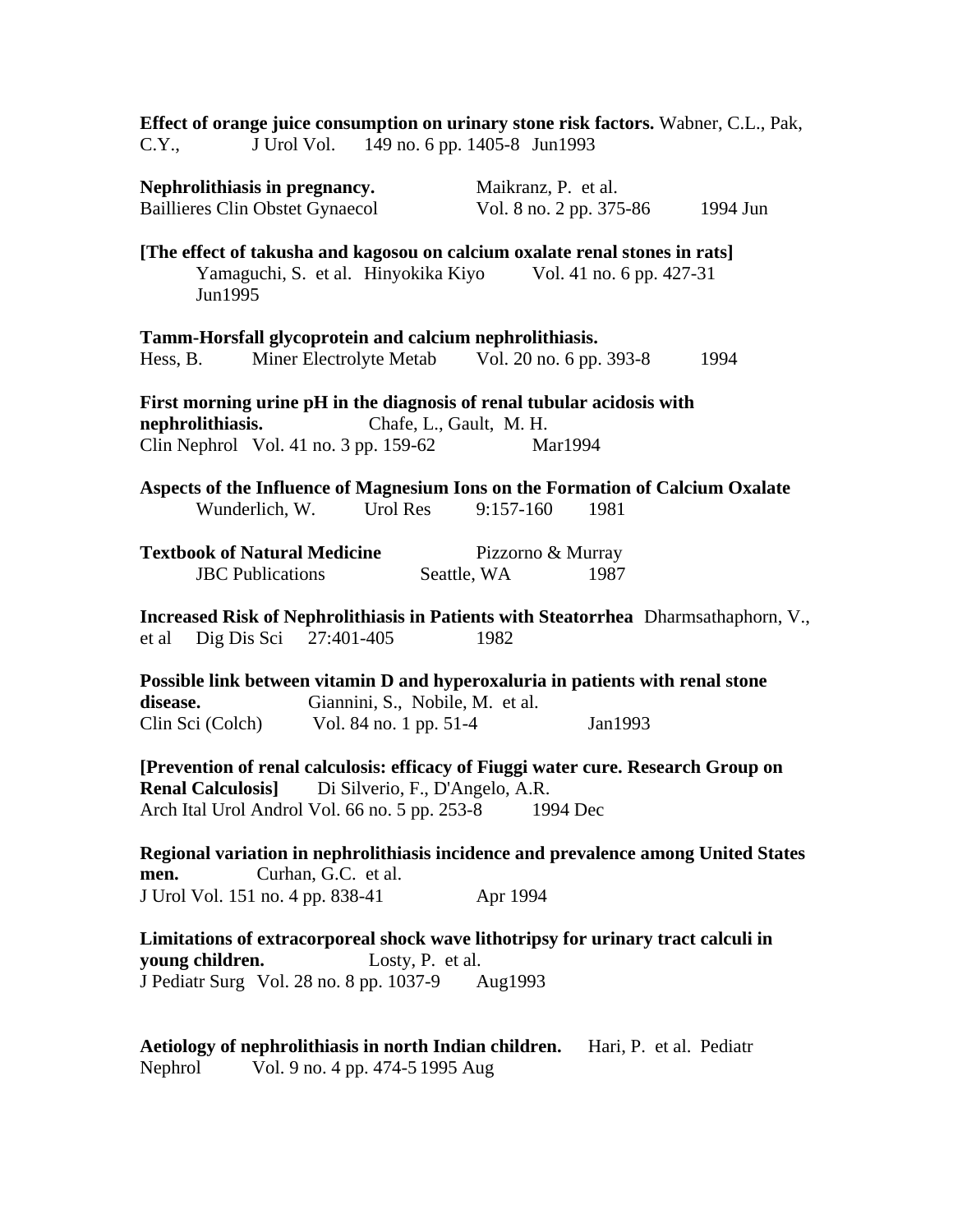**Effect of orange juice consumption on urinary stone risk factors.** Wabner, C.L., Pak, C.Y., J Urol Vol. 149 no. 6 pp. 1405-8 Jun1993

**Nephrolithiasis in pregnancy.** Maikranz, P. et al.
Baillieres Clin Obstet Gynaecol Vol. 8 no. 2 pp. 375-86 1994 Jun

**[The effect of takusha and kagosou on calcium oxalate renal stones in rats]**
Yamaguchi, S. et al. Hinyokika Kiyo Vol. 41 no. 6 pp. 427-31 Jun1995

**Tamm-Horsfall glycoprotein and calcium nephrolithiasis.**
Hess, B. Miner Electrolyte Metab Vol. 20 no. 6 pp. 393-8 1994

**First morning urine pH in the diagnosis of renal tubular acidosis with nephrolithiasis.** Chafe, L., Gault, M. H.
Clin Nephrol Vol. 41 no. 3 pp. 159-62 Mar1994

**Aspects of the Influence of Magnesium Ions on the Formation of Calcium Oxalate**
Wunderlich, W. Urol Res 9:157-160 1981

**Textbook of Natural Medicine** Pizzorno & Murray
JBC Publications Seattle, WA 1987

**Increased Risk of Nephrolithiasis in Patients with Steatorrhea** Dharmsathaphorn, V., et al Dig Dis Sci 27:401-405 1982

**Possible link between vitamin D and hyperoxaluria in patients with renal stone disease.** Giannini, S., Nobile, M. et al.
Clin Sci (Colch) Vol. 84 no. 1 pp. 51-4 Jan1993

**[Prevention of renal calculosis: efficacy of Fiuggi water cure. Research Group on Renal Calculosis]** Di Silverio, F., D'Angelo, A.R.
Arch Ital Urol Androl Vol. 66 no. 5 pp. 253-8 1994 Dec

**Regional variation in nephrolithiasis incidence and prevalence among United States men.** Curhan, G.C. et al.
J Urol Vol. 151 no. 4 pp. 838-41 Apr 1994

**Limitations of extracorporeal shock wave lithotripsy for urinary tract calculi in young children.** Losty, P. et al.
J Pediatr Surg Vol. 28 no. 8 pp. 1037-9 Aug1993

**Aetiology of nephrolithiasis in north Indian children.** Hari, P. et al. Pediatr Nephrol Vol. 9 no. 4 pp. 474-5 1995 Aug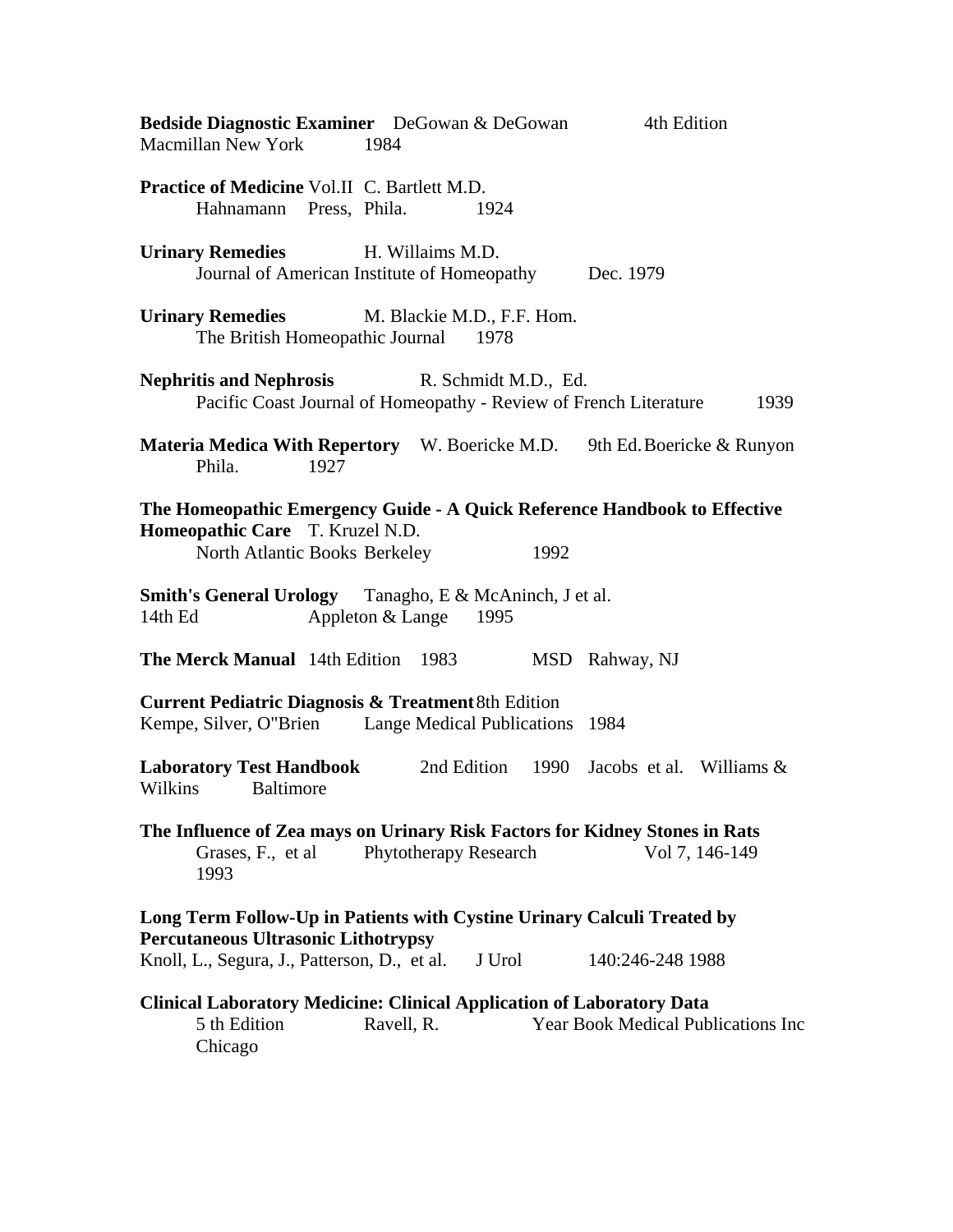**Bedside Diagnostic Examiner** DeGowan & DeGowan 4th Edition
Macmillan New York 1984

**Practice of Medicine** Vol.II C. Bartlett M.D.
Hahnamann Press, Phila. 1924

**Urinary Remedies** H. Willaims M.D.
Journal of American Institute of Homeopathy Dec. 1979

**Urinary Remedies** M. Blackie M.D., F.F. Hom.
The British Homeopathic Journal 1978

**Nephritis and Nephrosis** R. Schmidt M.D., Ed.
Pacific Coast Journal of Homeopathy - Review of French Literature 1939

**Materia Medica With Repertory** W. Boericke M.D. 9th Ed. Boericke & Runyon
Phila. 1927

**The Homeopathic Emergency Guide - A Quick Reference Handbook to Effective Homeopathic Care** T. Kruzel N.D.
North Atlantic Books Berkeley 1992

**Smith's General Urology** Tanagho, E & McAninch, J et al.
14th Ed Appleton & Lange 1995

**The Merck Manual** 14th Edition 1983 MSD Rahway, NJ

**Current Pediatric Diagnosis & Treatment** 8th Edition
Kempe, Silver, O"Brien Lange Medical Publications 1984

**Laboratory Test Handbook** 2nd Edition 1990 Jacobs et al. Williams & Wilkins Baltimore

**The Influence of Zea mays on Urinary Risk Factors for Kidney Stones in Rats**
Grases, F., et al Phytotherapy Research Vol 7, 146-149
1993

**Long Term Follow-Up in Patients with Cystine Urinary Calculi Treated by Percutaneous Ultrasonic Lithotrypsy**
Knoll, L., Segura, J., Patterson, D., et al. J Urol 140:246-248 1988

**Clinical Laboratory Medicine: Clinical Application of Laboratory Data**
5 th Edition Ravell, R. Year Book Medical Publications Inc
Chicago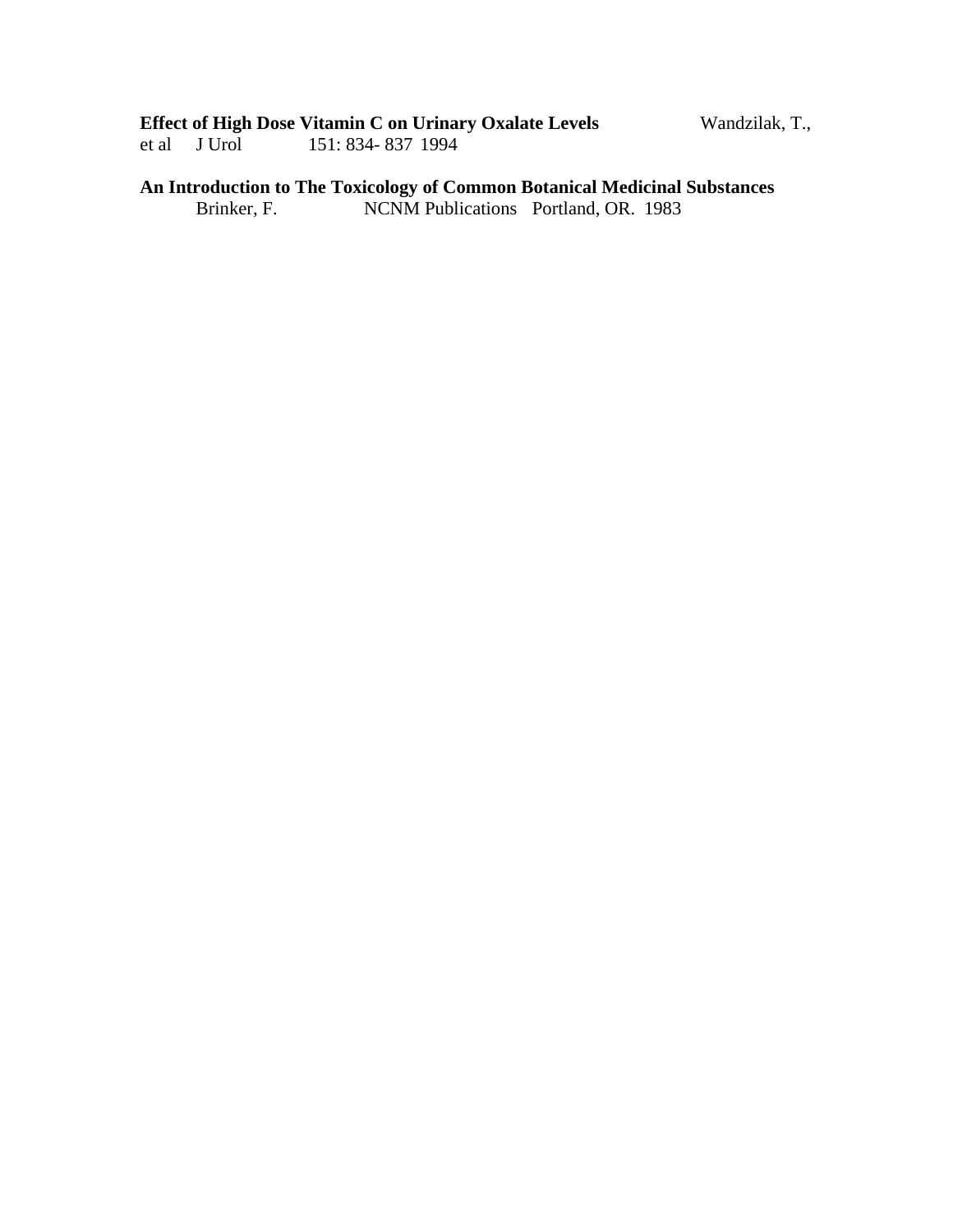**Effect of High Dose Vitamin C on Urinary Oxalate Levels** Wandzilak, T., et al J Urol 151: 834- 837 1994

**An Introduction to The Toxicology of Common Botanical Medicinal Substances**
Brinker, F. NCNM Publications Portland, OR. 1983